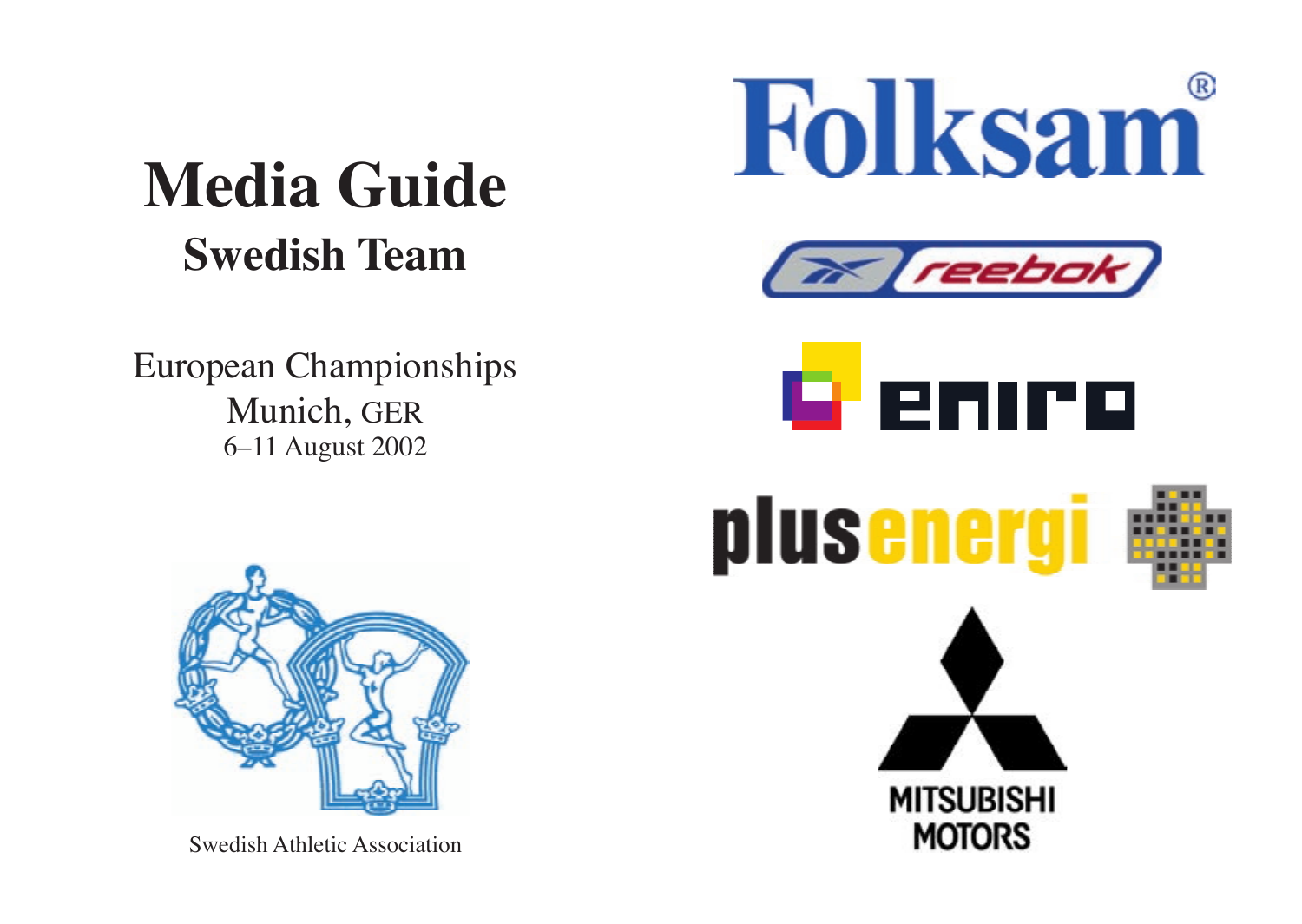# Media Guide

## Swedish Team

European Championships
Munich, GER
6–11 August 2002

Swedish Athletic Association

Folksam®

reebok

eniro

plusenergi

MITSUBISHI MOTORS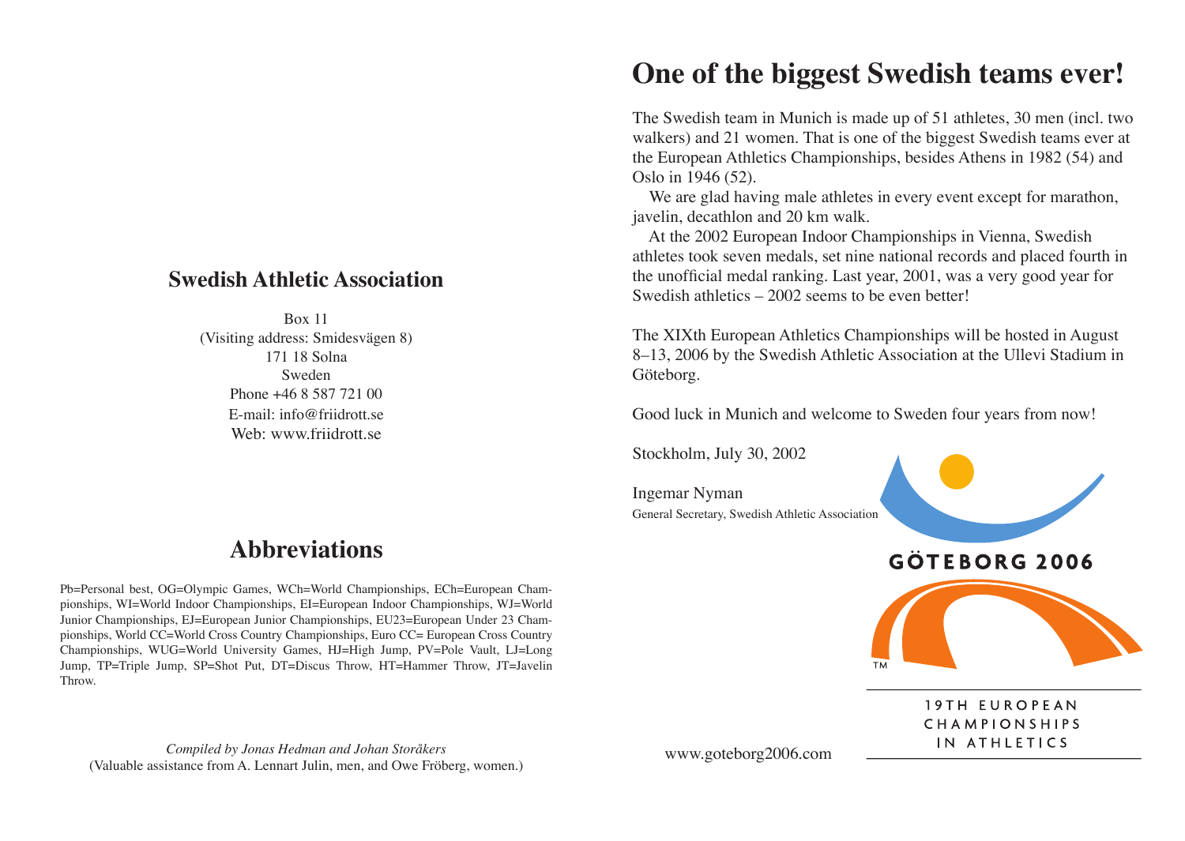## Swedish Athletic Association

Box 11
(Visiting address: Smidesvägen 8)
171 18 Solna
Sweden
Phone +46 8 587 721 00
E-mail: info@friidrott.se
Web: www.friidrott.se

## Abbreviations

Pb=Personal best, OG=Olympic Games, WCh=World Championships, ECh=European Championships, WI=World Indoor Championships, EI=European Indoor Championships, WJ=World Junior Championships, EJ=European Junior Championships, EU23=European Under 23 Championships, World CC=World Cross Country Championships, Euro CC= European Cross Country Championships, WUG=World University Games, HJ=High Jump, PV=Pole Vault, LJ=Long Jump, TP=Triple Jump, SP=Shot Put, DT=Discus Throw, HT=Hammer Throw, JT=Javelin Throw.

*Compiled by Jonas Hedman and Johan Storåkers*
(Valuable assistance from A. Lennart Julin, men, and Owe Fröberg, women.)

# One of the biggest Swedish teams ever!

The Swedish team in Munich is made up of 51 athletes, 30 men (incl. two walkers) and 21 women. That is one of the biggest Swedish teams ever at the European Athletics Championships, besides Athens in 1982 (54) and Oslo in 1946 (52).

We are glad having male athletes in every event except for marathon, javelin, decathlon and 20 km walk.

At the 2002 European Indoor Championships in Vienna, Swedish athletes took seven medals, set nine national records and placed fourth in the unofficial medal ranking. Last year, 2001, was a very good year for Swedish athletics – 2002 seems to be even better!

The XIXth European Athletics Championships will be hosted in August 8–13, 2006 by the Swedish Athletic Association at the Ullevi Stadium in Göteborg.

Good luck in Munich and welcome to Sweden four years from now!

Stockholm, July 30, 2002

Ingemar Nyman
General Secretary, Swedish Athletic Association

GÖTEBORG 2006
19TH EUROPEAN CHAMPIONSHIPS IN ATHLETICS

www.goteborg2006.com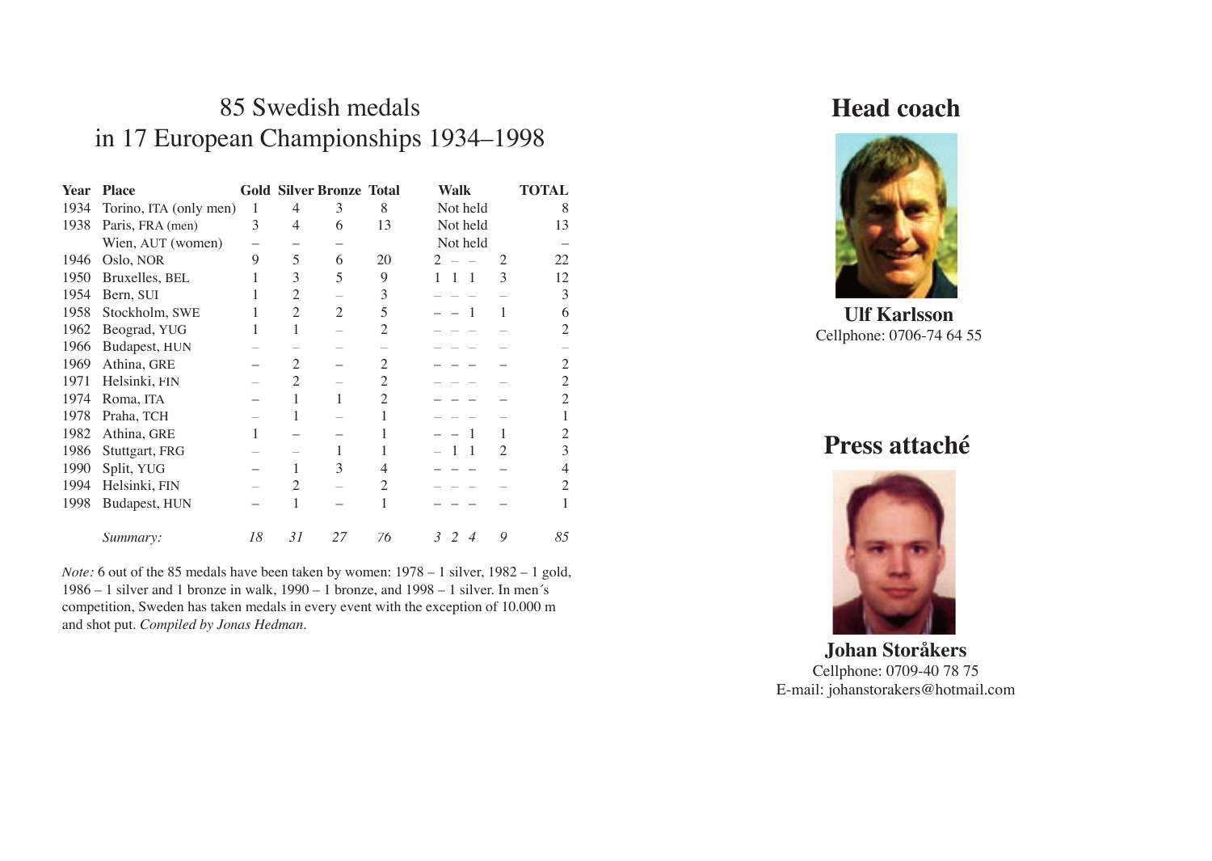# 85 Swedish medals in 17 European Championships 1934–1998

| Year | Place | Gold | Silver | Bronze | Total | Walk | | | | TOTAL |
|---|---|---|---|---|---|---|---|---|---|---|
| 1934 | Torino, ITA (only men) | 1 | 4 | 3 | 8 | Not held | | | | 8 |
| 1938 | Paris, FRA (men) | 3 | 4 | 6 | 13 | Not held | | | | 13 |
| | Wien, AUT (women) | – | – | – | | Not held | | | | – |
| 1946 | Oslo, NOR | 9 | 5 | 6 | 20 | 2 | – | – | 2 | 22 |
| 1950 | Bruxelles, BEL | 1 | 3 | 5 | 9 | 1 | 1 | 1 | 3 | 12 |
| 1954 | Bern, SUI | 1 | 2 | – | 3 | – | – | – | – | 3 |
| 1958 | Stockholm, SWE | 1 | 2 | 2 | 5 | – | – | 1 | 1 | 6 |
| 1962 | Beograd, YUG | 1 | 1 | – | 2 | – | – | – | – | 2 |
| 1966 | Budapest, HUN | – | – | – | – | – | – | – | – | – |
| 1969 | Athina, GRE | – | 2 | – | 2 | – | – | – | – | 2 |
| 1971 | Helsinki, FIN | – | 2 | – | 2 | – | – | – | – | 2 |
| 1974 | Roma, ITA | – | 1 | 1 | 2 | – | – | – | – | 2 |
| 1978 | Praha, TCH | – | 1 | – | 1 | – | – | – | – | 1 |
| 1982 | Athina, GRE | 1 | – | – | 1 | – | – | 1 | 1 | 2 |
| 1986 | Stuttgart, FRG | – | – | 1 | 1 | – | 1 | 1 | 2 | 3 |
| 1990 | Split, YUG | – | 1 | 3 | 4 | – | – | – | – | 4 |
| 1994 | Helsinki, FIN | – | 2 | – | 2 | – | – | – | – | 2 |
| 1998 | Budapest, HUN | – | 1 | – | 1 | – | – | – | – | 1 |
| | *Summary:* | *18* | *31* | *27* | *76* | *3* | *2* | *4* | *9* | *85* |

*Note:* 6 out of the 85 medals have been taken by women: 1978 – 1 silver, 1982 – 1 gold, 1986 – 1 silver and 1 bronze in walk, 1990 – 1 bronze, and 1998 – 1 silver. In men´s competition, Sweden has taken medals in every event with the exception of 10.000 m and shot put. *Compiled by Jonas Hedman.*

## Head coach

**Ulf Karlsson**
Cellphone: 0706-74 64 55

## Press attaché

**Johan Storåkers**
Cellphone: 0709-40 78 75
E-mail: johanstorakers@hotmail.com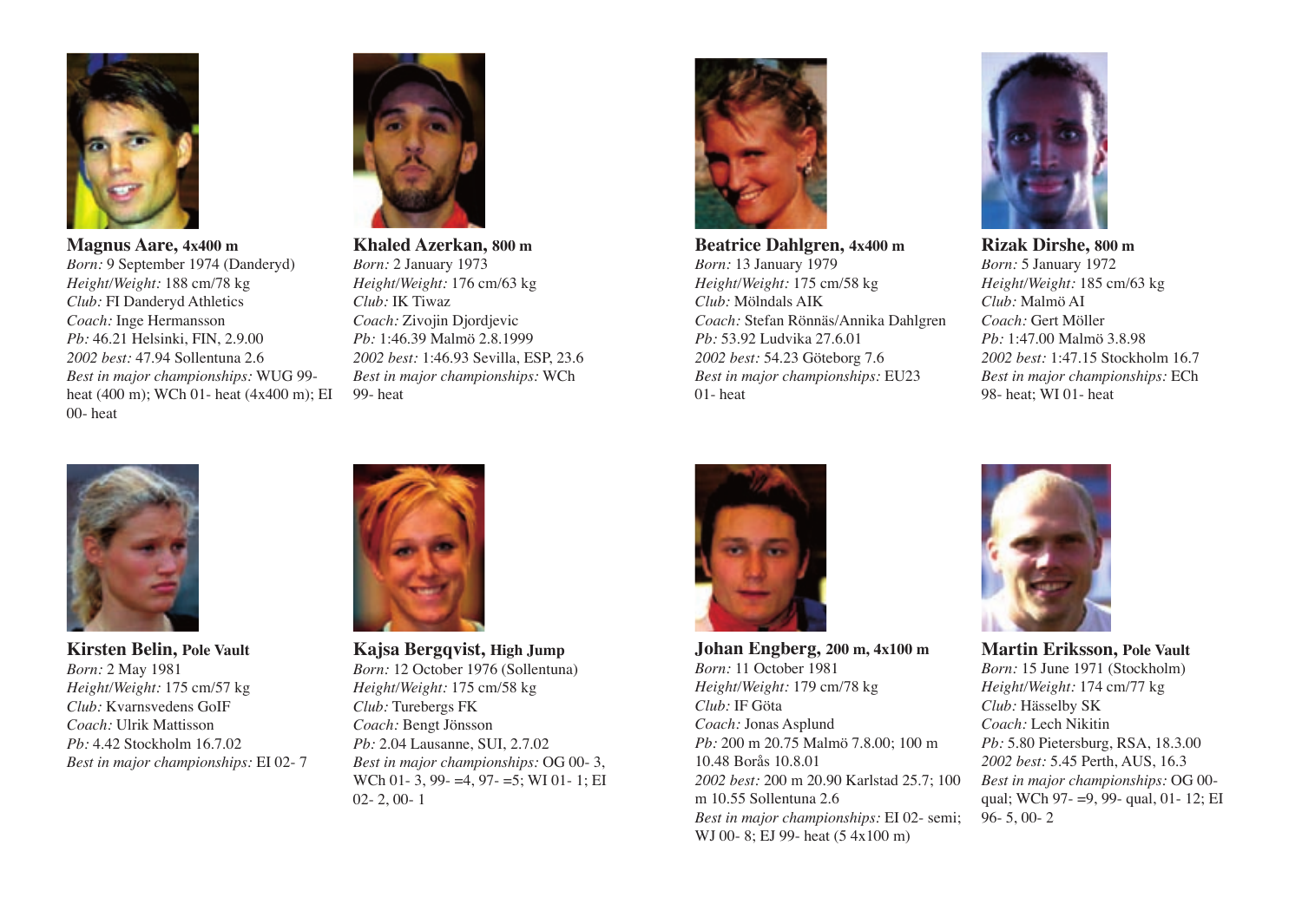**Magnus Aare, 4x400 m**
*Born:* 9 September 1974 (Danderyd)
*Height/Weight:* 188 cm/78 kg
*Club:* FI Danderyd Athletics
*Coach:* Inge Hermansson
*Pb:* 46.21 Helsinki, FIN, 2.9.00
*2002 best:* 47.94 Sollentuna 2.6
*Best in major championships:* WUG 99- heat (400 m); WCh 01- heat (4x400 m); EI 00- heat

**Khaled Azerkan, 800 m**
*Born:* 2 January 1973
*Height/Weight:* 176 cm/63 kg
*Club:* IK Tiwaz
*Coach:* Zivojin Djordjevic
*Pb:* 1:46.39 Malmö 2.8.1999
*2002 best:* 1:46.93 Sevilla, ESP, 23.6
*Best in major championships:* WCh 99- heat

**Beatrice Dahlgren, 4x400 m**
*Born:* 13 January 1979
*Height/Weight:* 175 cm/58 kg
*Club:* Mölndals AIK
*Coach:* Stefan Rönnäs/Annika Dahlgren
*Pb:* 53.92 Ludvika 27.6.01
*2002 best:* 54.23 Göteborg 7.6
*Best in major championships:* EU23 01- heat

**Rizak Dirshe, 800 m**
*Born:* 5 January 1972
*Height/Weight:* 185 cm/63 kg
*Club:* Malmö AI
*Coach:* Gert Möller
*Pb:* 1:47.00 Malmö 3.8.98
*2002 best:* 1:47.15 Stockholm 16.7
*Best in major championships:* ECh 98- heat; WI 01- heat

**Kirsten Belin, Pole Vault**
*Born:* 2 May 1981
*Height/Weight:* 175 cm/57 kg
*Club:* Kvarnsvedens GoIF
*Coach:* Ulrik Mattisson
*Pb:* 4.42 Stockholm 16.7.02
*Best in major championships:* EI 02- 7

**Kajsa Bergqvist, High Jump**
*Born:* 12 October 1976 (Sollentuna)
*Height/Weight:* 175 cm/58 kg
*Club:* Turebergs FK
*Coach:* Bengt Jönsson
*Pb:* 2.04 Lausanne, SUI, 2.7.02
*Best in major championships:* OG 00- 3, WCh 01- 3, 99- =4, 97- =5; WI 01- 1; EI 02- 2, 00- 1

**Johan Engberg, 200 m, 4x100 m**
*Born:* 11 October 1981
*Height/Weight:* 179 cm/78 kg
*Club:* IF Göta
*Coach:* Jonas Asplund
*Pb:* 200 m 20.75 Malmö 7.8.00; 100 m 10.48 Borås 10.8.01
*2002 best:* 200 m 20.90 Karlstad 25.7; 100 m 10.55 Sollentuna 2.6
*Best in major championships:* EI 02- semi; WJ 00- 8; EJ 99- heat (5 4x100 m)

**Martin Eriksson, Pole Vault**
*Born:* 15 June 1971 (Stockholm)
*Height/Weight:* 174 cm/77 kg
*Club:* Hässelby SK
*Coach:* Lech Nikitin
*Pb:* 5.80 Pietersburg, RSA, 18.3.00
*2002 best:* 5.45 Perth, AUS, 16.3
*Best in major championships:* OG 00- qual; WCh 97- =9, 99- qual, 01- 12; EI 96- 5, 00- 2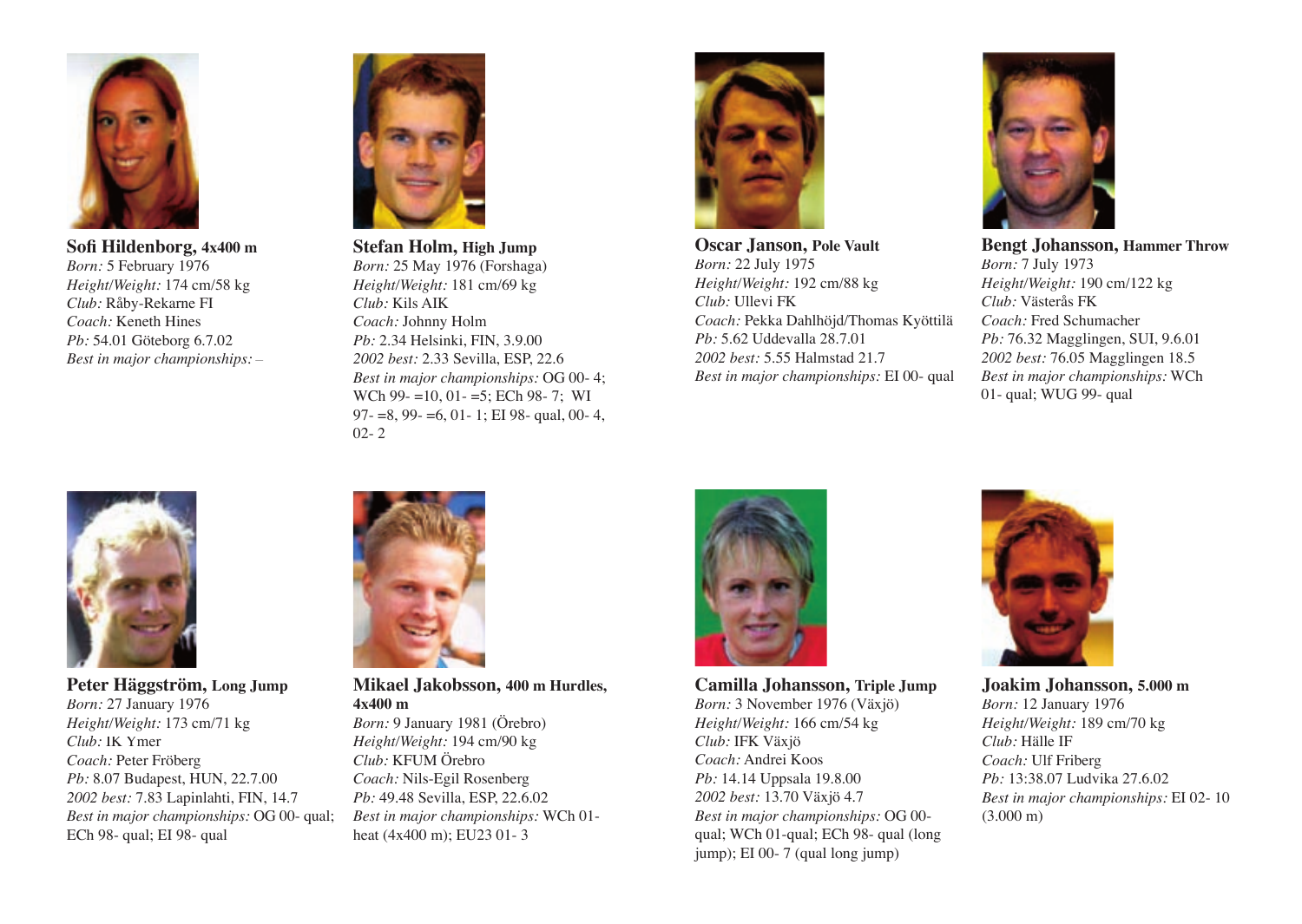**Sofi Hildenborg, 4x400 m**
*Born:* 5 February 1976
*Height/Weight:* 174 cm/58 kg
*Club:* Råby-Rekarne FI
*Coach:* Keneth Hines
*Pb:* 54.01 Göteborg 6.7.02
*Best in major championships:* –

**Stefan Holm, High Jump**
*Born:* 25 May 1976 (Forshaga)
*Height/Weight:* 181 cm/69 kg
*Club:* Kils AIK
*Coach:* Johnny Holm
*Pb:* 2.34 Helsinki, FIN, 3.9.00
*2002 best:* 2.33 Sevilla, ESP, 22.6
*Best in major championships:* OG 00- 4; WCh 99- =10, 01- =5; ECh 98- 7; WI 97- =8, 99- =6, 01- 1; EI 98- qual, 00- 4, 02- 2

**Oscar Janson, Pole Vault**
*Born:* 22 July 1975
*Height/Weight:* 192 cm/88 kg
*Club:* Ullevi FK
*Coach:* Pekka Dahlhöjd/Thomas Kyöttilä
*Pb:* 5.62 Uddevalla 28.7.01
*2002 best:* 5.55 Halmstad 21.7
*Best in major championships:* EI 00- qual

**Bengt Johansson, Hammer Throw**
*Born:* 7 July 1973
*Height/Weight:* 190 cm/122 kg
*Club:* Västerås FK
*Coach:* Fred Schumacher
*Pb:* 76.32 Magglingen, SUI, 9.6.01
*2002 best:* 76.05 Magglingen 18.5
*Best in major championships:* WCh 01- qual; WUG 99- qual

**Peter Häggström, Long Jump**
*Born:* 27 January 1976
*Height/Weight:* 173 cm/71 kg
*Club:* IK Ymer
*Coach:* Peter Fröberg
*Pb:* 8.07 Budapest, HUN, 22.7.00
*2002 best:* 7.83 Lapinlahti, FIN, 14.7
*Best in major championships:* OG 00- qual; ECh 98- qual; EI 98- qual

**Mikael Jakobsson, 400 m Hurdles, 4x400 m**
*Born:* 9 January 1981 (Örebro)
*Height/Weight:* 194 cm/90 kg
*Club:* KFUM Örebro
*Coach:* Nils-Egil Rosenberg
*Pb:* 49.48 Sevilla, ESP, 22.6.02
*Best in major championships:* WCh 01- heat (4x400 m); EU23 01- 3

**Camilla Johansson, Triple Jump**
*Born:* 3 November 1976 (Växjö)
*Height/Weight:* 166 cm/54 kg
*Club:* IFK Växjö
*Coach:* Andrei Koos
*Pb:* 14.14 Uppsala 19.8.00
*2002 best:* 13.70 Växjö 4.7
*Best in major championships:* OG 00- qual; WCh 01-qual; ECh 98- qual (long jump); EI 00- 7 (qual long jump)

**Joakim Johansson, 5.000 m**
*Born:* 12 January 1976
*Height/Weight:* 189 cm/70 kg
*Club:* Hälle IF
*Coach:* Ulf Friberg
*Pb:* 13:38.07 Ludvika 27.6.02
*Best in major championships:* EI 02- 10 (3.000 m)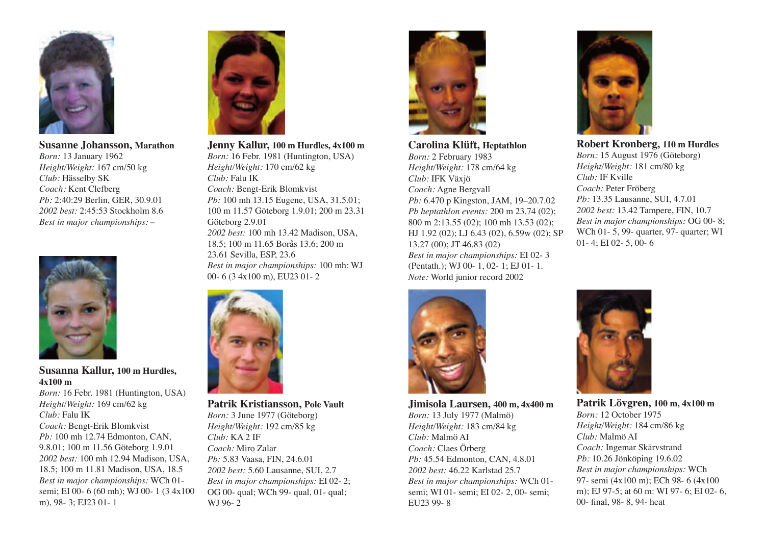**Susanne Johansson,** **Marathon**
*Born:* 13 January 1962
*Height/Weight:* 167 cm/50 kg
*Club:* Hässelby SK
*Coach:* Kent Clefberg
*Pb:* 2:40:29 Berlin, GER, 30.9.01
*2002 best:* 2:45:53 Stockholm 8.6
*Best in major championships:* –

**Susanna Kallur,** **100 m Hurdles, 4x100 m**
*Born:* 16 Febr. 1981 (Huntington, USA)
*Height/Weight:* 169 cm/62 kg
*Club:* Falu IK
*Coach:* Bengt-Erik Blomkvist
*Pb:* 100 mh 12.74 Edmonton, CAN, 9.8.01; 100 m 11.56 Göteborg 1.9.01
*2002 best:* 100 mh 12.94 Madison, USA, 18.5; 100 m 11.81 Madison, USA, 18.5
*Best in major championships:* WCh 01- semi; EI 00- 6 (60 mh); WJ 00- 1 (3 4x100 m), 98- 3; EJ23 01- 1

**Jenny Kallur,** **100 m Hurdles, 4x100 m**
*Born:* 16 Febr. 1981 (Huntington, USA)
*Height/Weight:* 170 cm/62 kg
*Club:* Falu IK
*Coach:* Bengt-Erik Blomkvist
*Pb:* 100 mh 13.15 Eugene, USA, 31.5.01; 100 m 11.57 Göteborg 1.9.01; 200 m 23.31 Göteborg 2.9.01
*2002 best:* 100 mh 13.42 Madison, USA, 18.5; 100 m 11.65 Borås 13.6; 200 m 23.61 Sevilla, ESP, 23.6
*Best in major championships:* 100 mh: WJ 00- 6 (3 4x100 m), EU23 01- 2

**Patrik Kristiansson,** **Pole Vault**
*Born:* 3 June 1977 (Göteborg)
*Height/Weight:* 192 cm/85 kg
*Club:* KA 2 IF
*Coach:* Miro Zalar
*Pb:* 5.83 Vaasa, FIN, 24.6.01
*2002 best:* 5.60 Lausanne, SUI, 2.7
*Best in major championships:* EI 02- 2; OG 00- qual; WCh 99- qual, 01- qual; WJ 96- 2

**Carolina Klüft,** **Heptathlon**
*Born:* 2 February 1983
*Height/Weight:* 178 cm/64 kg
*Club:* IFK Växjö
*Coach:* Agne Bergvall
*Pb:* 6.470 p Kingston, JAM, 19–20.7.02
*Pb heptathlon events:* 200 m 23.74 (02); 800 m 2:13.55 (02); 100 mh 13.53 (02); HJ 1.92 (02); LJ 6.43 (02), 6.59w (02); SP 13.27 (00); JT 46.83 (02)
*Best in major championships:* EI 02- 3 (Pentath.); WJ 00- 1, 02- 1; EJ 01- 1.
*Note:* World junior record 2002

**Jimisola Laursen,** **400 m, 4x400 m**
*Born:* 13 July 1977 (Malmö)
*Height/Weight:* 183 cm/84 kg
*Club:* Malmö AI
*Coach:* Claes Örberg
*Pb:* 45.54 Edmonton, CAN, 4.8.01
*2002 best:* 46.22 Karlstad 25.7
*Best in major championships:* WCh 01- semi; WI 01- semi; EI 02- 2, 00- semi; EU23 99- 8

**Robert Kronberg,** **110 m Hurdles**
*Born:* 15 August 1976 (Göteborg)
*Height/Weight:* 181 cm/80 kg
*Club:* IF Kville
*Coach:* Peter Fröberg
*Pb:* 13.35 Lausanne, SUI, 4.7.01
*2002 best:* 13.42 Tampere, FIN, 10.7
*Best in major championships:* OG 00- 8; WCh 01- 5, 99- quarter, 97- quarter; WI 01- 4; EI 02- 5, 00- 6

**Patrik Lövgren,** **100 m, 4x100 m**
*Born:* 12 October 1975
*Height/Weight:* 184 cm/86 kg
*Club:* Malmö AI
*Coach:* Ingemar Skärvstrand
*Pb:* 10.26 Jönköping 19.6.02
*Best in major championships:* WCh 97- semi (4x100 m); ECh 98- 6 (4x100 m); EJ 97-5; at 60 m: WI 97- 6; EI 02- 6, 00- final, 98- 8, 94- heat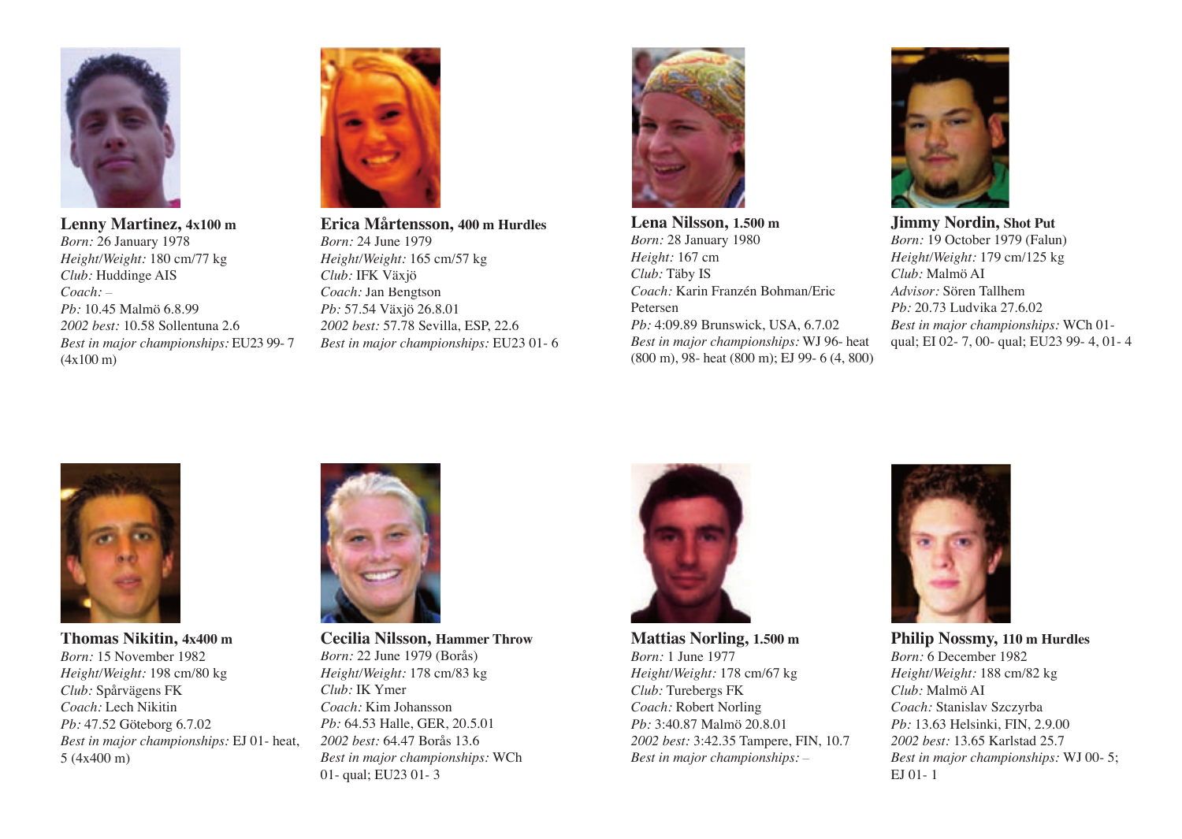**Lenny Martinez, 4x100 m**
*Born:* 26 January 1978
*Height/Weight:* 180 cm/77 kg
*Club:* Huddinge AIS
*Coach:* –
*Pb:* 10.45 Malmö 6.8.99
*2002 best:* 10.58 Sollentuna 2.6
*Best in major championships:* EU23 99- 7 (4x100 m)

**Erica Mårtensson, 400 m Hurdles**
*Born:* 24 June 1979
*Height/Weight:* 165 cm/57 kg
*Club:* IFK Växjö
*Coach:* Jan Bengtson
*Pb:* 57.54 Växjö 26.8.01
*2002 best:* 57.78 Sevilla, ESP, 22.6
*Best in major championships:* EU23 01- 6

**Lena Nilsson, 1.500 m**
*Born:* 28 January 1980
*Height:* 167 cm
*Club:* Täby IS
*Coach:* Karin Franzén Bohman/Eric Petersen
*Pb:* 4:09.89 Brunswick, USA, 6.7.02
*Best in major championships:* WJ 96- heat (800 m), 98- heat (800 m); EJ 99- 6 (4, 800)

**Jimmy Nordin, Shot Put**
*Born:* 19 October 1979 (Falun)
*Height/Weight:* 179 cm/125 kg
*Club:* Malmö AI
*Advisor:* Sören Tallhem
*Pb:* 20.73 Ludvika 27.6.02
*Best in major championships:* WCh 01- qual; EI 02- 7, 00- qual; EU23 99- 4, 01- 4

**Thomas Nikitin, 4x400 m**
*Born:* 15 November 1982
*Height/Weight:* 198 cm/80 kg
*Club:* Spårvägens FK
*Coach:* Lech Nikitin
*Pb:* 47.52 Göteborg 6.7.02
*Best in major championships:* EJ 01- heat, 5 (4x400 m)

**Cecilia Nilsson, Hammer Throw**
*Born:* 22 June 1979 (Borås)
*Height/Weight:* 178 cm/83 kg
*Club:* IK Ymer
*Coach:* Kim Johansson
*Pb:* 64.53 Halle, GER, 20.5.01
*2002 best:* 64.47 Borås 13.6
*Best in major championships:* WCh 01- qual; EU23 01- 3

**Mattias Norling, 1.500 m**
*Born:* 1 June 1977
*Height/Weight:* 178 cm/67 kg
*Club:* Turebergs FK
*Coach:* Robert Norling
*Pb:* 3:40.87 Malmö 20.8.01
*2002 best:* 3:42.35 Tampere, FIN, 10.7
*Best in major championships:* –

**Philip Nossmy, 110 m Hurdles**
*Born:* 6 December 1982
*Height/Weight:* 188 cm/82 kg
*Club:* Malmö AI
*Coach:* Stanislav Szczyrba
*Pb:* 13.63 Helsinki, FIN, 2.9.00
*2002 best:* 13.65 Karlstad 25.7
*Best in major championships:* WJ 00- 5; EJ 01- 1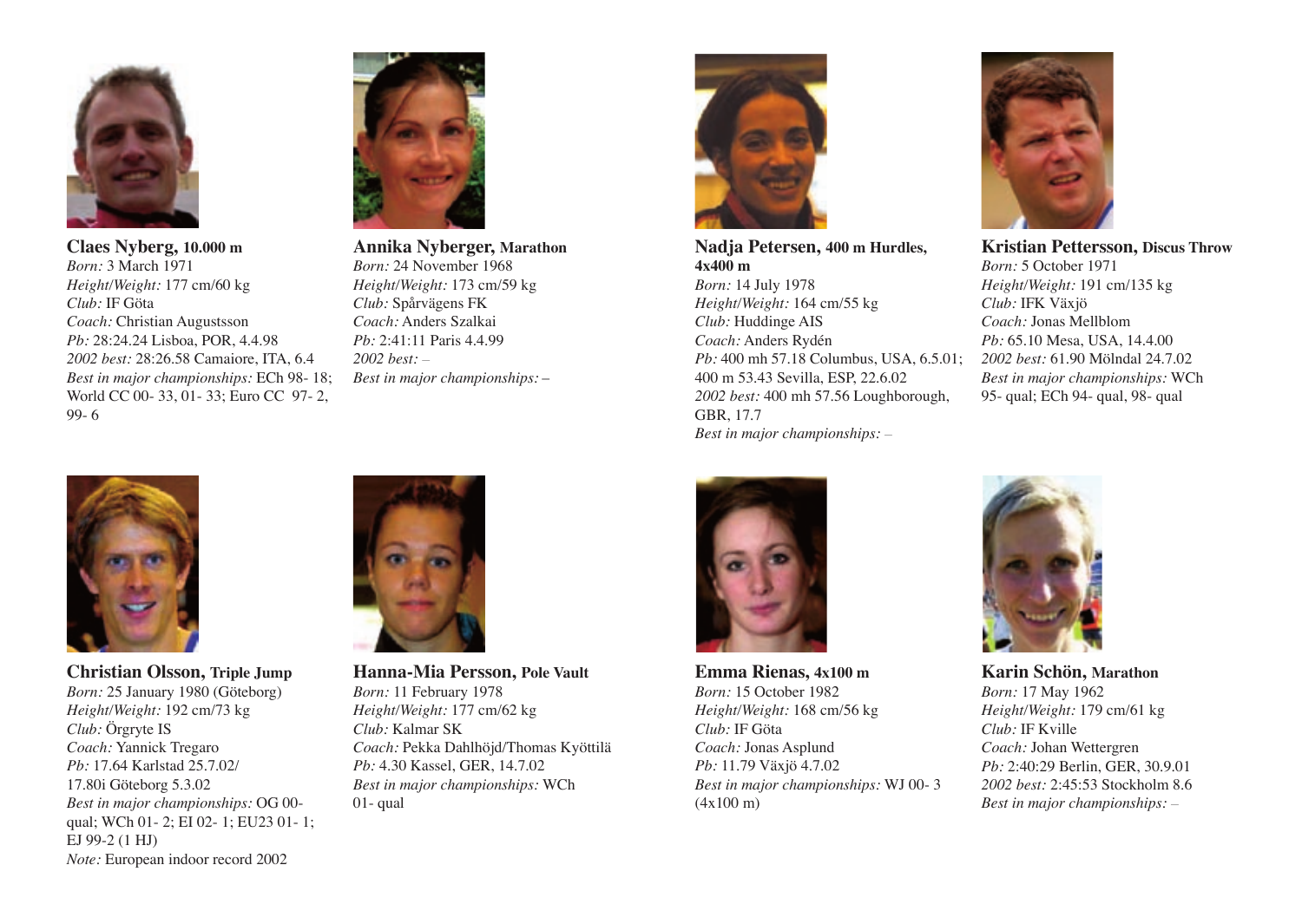**Claes Nyberg,** **10.000 m**
*Born:* 3 March 1971
*Height/Weight:* 177 cm/60 kg
*Club:* IF Göta
*Coach:* Christian Augustsson
*Pb:* 28:24.24 Lisboa, POR, 4.4.98
*2002 best:* 28:26.58 Camaiore, ITA, 6.4
*Best in major championships:* ECh 98- 18; World CC 00- 33, 01- 33; Euro CC 97- 2, 99- 6

**Annika Nyberger,** **Marathon**
*Born:* 24 November 1968
*Height/Weight:* 173 cm/59 kg
*Club:* Spårvägens FK
*Coach:* Anders Szalkai
*Pb:* 2:41:11 Paris 4.4.99
*2002 best:* –
*Best in major championships:* –

**Nadja Petersen,** **400 m Hurdles, 4x400 m**
*Born:* 14 July 1978
*Height/Weight:* 164 cm/55 kg
*Club:* Huddinge AIS
*Coach:* Anders Rydén
*Pb:* 400 mh 57.18 Columbus, USA, 6.5.01; 400 m 53.43 Sevilla, ESP, 22.6.02
*2002 best:* 400 mh 57.56 Loughborough, GBR, 17.7
*Best in major championships:* –

**Kristian Pettersson,** **Discus Throw**
*Born:* 5 October 1971
*Height/Weight:* 191 cm/135 kg
*Club:* IFK Växjö
*Coach:* Jonas Mellblom
*Pb:* 65.10 Mesa, USA, 14.4.00
*2002 best:* 61.90 Mölndal 24.7.02
*Best in major championships:* WCh 95- qual; ECh 94- qual, 98- qual

**Christian Olsson,** **Triple Jump**
*Born:* 25 January 1980 (Göteborg)
*Height/Weight:* 192 cm/73 kg
*Club:* Örgryte IS
*Coach:* Yannick Tregaro
*Pb:* 17.64 Karlstad 25.7.02/ 17.80i Göteborg 5.3.02
*Best in major championships:* OG 00- qual; WCh 01- 2; EI 02- 1; EU23 01- 1; EJ 99-2 (1 HJ)
*Note:* European indoor record 2002

**Hanna-Mia Persson,** **Pole Vault**
*Born:* 11 February 1978
*Height/Weight:* 177 cm/62 kg
*Club:* Kalmar SK
*Coach:* Pekka Dahlhöjd/Thomas Kyöttilä
*Pb:* 4.30 Kassel, GER, 14.7.02
*Best in major championships:* WCh 01- qual

**Emma Rienas,** **4x100 m**
*Born:* 15 October 1982
*Height/Weight:* 168 cm/56 kg
*Club:* IF Göta
*Coach:* Jonas Asplund
*Pb:* 11.79 Växjö 4.7.02
*Best in major championships:* WJ 00- 3 (4x100 m)

**Karin Schön,** **Marathon**
*Born:* 17 May 1962
*Height/Weight:* 179 cm/61 kg
*Club:* IF Kville
*Coach:* Johan Wettergren
*Pb:* 2:40:29 Berlin, GER, 30.9.01
*2002 best:* 2:45:53 Stockholm 8.6
*Best in major championships:* –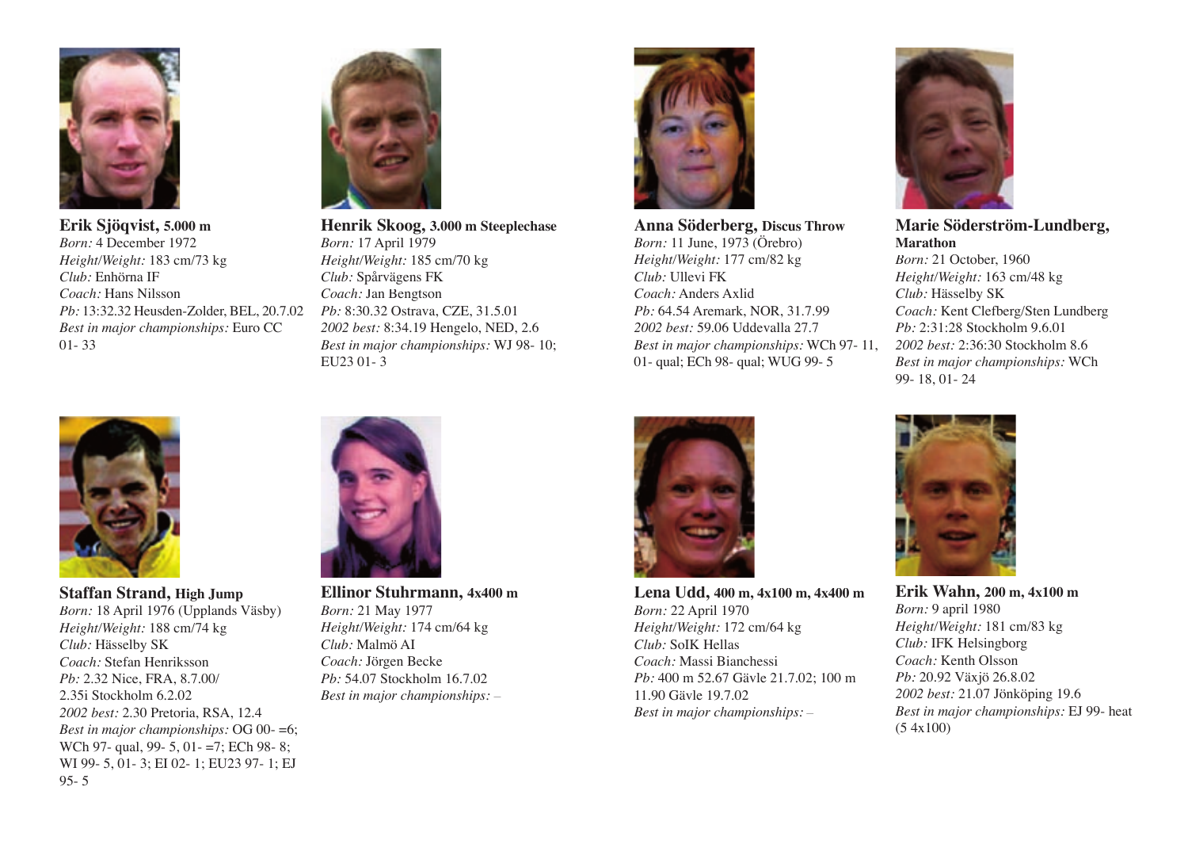**Erik Sjöqvist, 5.000 m**
*Born:* 4 December 1972
*Height/Weight:* 183 cm/73 kg
*Club:* Enhörna IF
*Coach:* Hans Nilsson
*Pb:* 13:32.32 Heusden-Zolder, BEL, 20.7.02
*Best in major championships:* Euro CC 01- 33

**Henrik Skoog, 3.000 m Steeplechase**
*Born:* 17 April 1979
*Height/Weight:* 185 cm/70 kg
*Club:* Spårvägens FK
*Coach:* Jan Bengtson
*Pb:* 8:30.32 Ostrava, CZE, 31.5.01
*2002 best:* 8:34.19 Hengelo, NED, 2.6
*Best in major championships:* WJ 98- 10; EU23 01- 3

**Anna Söderberg, Discus Throw**
*Born:* 11 June, 1973 (Örebro)
*Height/Weight:* 177 cm/82 kg
*Club:* Ullevi FK
*Coach:* Anders Axlid
*Pb:* 64.54 Aremark, NOR, 31.7.99
*2002 best:* 59.06 Uddevalla 27.7
*Best in major championships:* WCh 97- 11, 01- qual; ECh 98- qual; WUG 99- 5

**Marie Söderström-Lundberg, Marathon**
*Born:* 21 October, 1960
*Height/Weight:* 163 cm/48 kg
*Club:* Hässelby SK
*Coach:* Kent Clefberg/Sten Lundberg
*Pb:* 2:31:28 Stockholm 9.6.01
*2002 best:* 2:36:30 Stockholm 8.6
*Best in major championships:* WCh 99- 18, 01- 24

**Staffan Strand, High Jump**
*Born:* 18 April 1976 (Upplands Väsby)
*Height/Weight:* 188 cm/74 kg
*Club:* Hässelby SK
*Coach:* Stefan Henriksson
*Pb:* 2.32 Nice, FRA, 8.7.00/ 2.35i Stockholm 6.2.02
*2002 best:* 2.30 Pretoria, RSA, 12.4
*Best in major championships:* OG 00- =6; WCh 97- qual, 99- 5, 01- =7; ECh 98- 8; WI 99- 5, 01- 3; EI 02- 1; EU23 97- 1; EJ 95- 5

**Ellinor Stuhrmann, 4x400 m**
*Born:* 21 May 1977
*Height/Weight:* 174 cm/64 kg
*Club:* Malmö AI
*Coach:* Jörgen Becke
*Pb:* 54.07 Stockholm 16.7.02
*Best in major championships:* –

**Lena Udd, 400 m, 4x100 m, 4x400 m**
*Born:* 22 April 1970
*Height/Weight:* 172 cm/64 kg
*Club:* SoIK Hellas
*Coach:* Massi Bianchessi
*Pb:* 400 m 52.67 Gävle 21.7.02; 100 m 11.90 Gävle 19.7.02
*Best in major championships:* –

**Erik Wahn, 200 m, 4x100 m**
*Born:* 9 april 1980
*Height/Weight:* 181 cm/83 kg
*Club:* IFK Helsingborg
*Coach:* Kenth Olsson
*Pb:* 20.92 Växjö 26.8.02
*2002 best:* 21.07 Jönköping 19.6
*Best in major championships:* EJ 99- heat (5 4x100)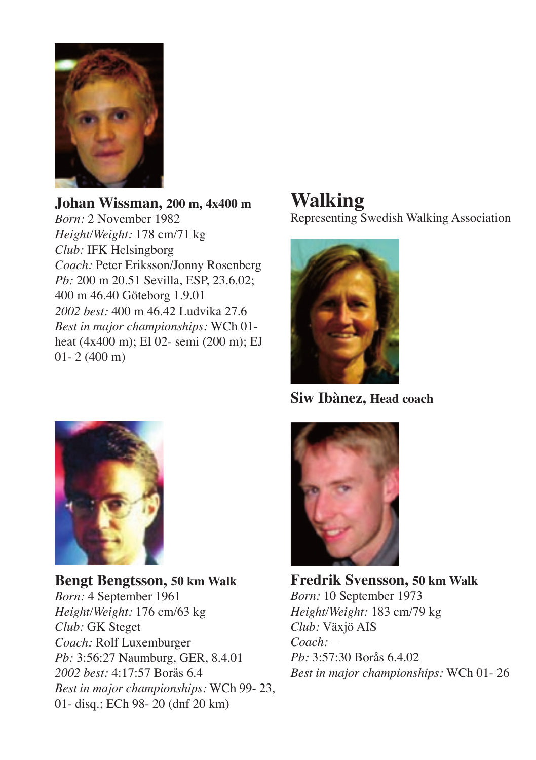**Johan Wissman,** **200 m, 4x400 m**
*Born:* 2 November 1982
*Height/Weight:* 178 cm/71 kg
*Club:* IFK Helsingborg
*Coach:* Peter Eriksson/Jonny Rosenberg
*Pb:* 200 m 20.51 Sevilla, ESP, 23.6.02; 400 m 46.40 Göteborg 1.9.01
*2002 best:* 400 m 46.42 Ludvika 27.6
*Best in major championships:* WCh 01- heat (4x400 m); EI 02- semi (200 m); EJ 01- 2 (400 m)

# Walking

Representing Swedish Walking Association

**Siw Ibànez,** **Head coach**

**Bengt Bengtsson,** **50 km Walk**
*Born:* 4 September 1961
*Height/Weight:* 176 cm/63 kg
*Club:* GK Steget
*Coach:* Rolf Luxemburger
*Pb:* 3:56:27 Naumburg, GER, 8.4.01
*2002 best:* 4:17:57 Borås 6.4
*Best in major championships:* WCh 99- 23, 01- disq.; ECh 98- 20 (dnf 20 km)

**Fredrik Svensson,** **50 km Walk**
*Born:* 10 September 1973
*Height/Weight:* 183 cm/79 kg
*Club:* Växjö AIS
*Coach:* –
*Pb:* 3:57:30 Borås 6.4.02
*Best in major championships:* WCh 01- 26